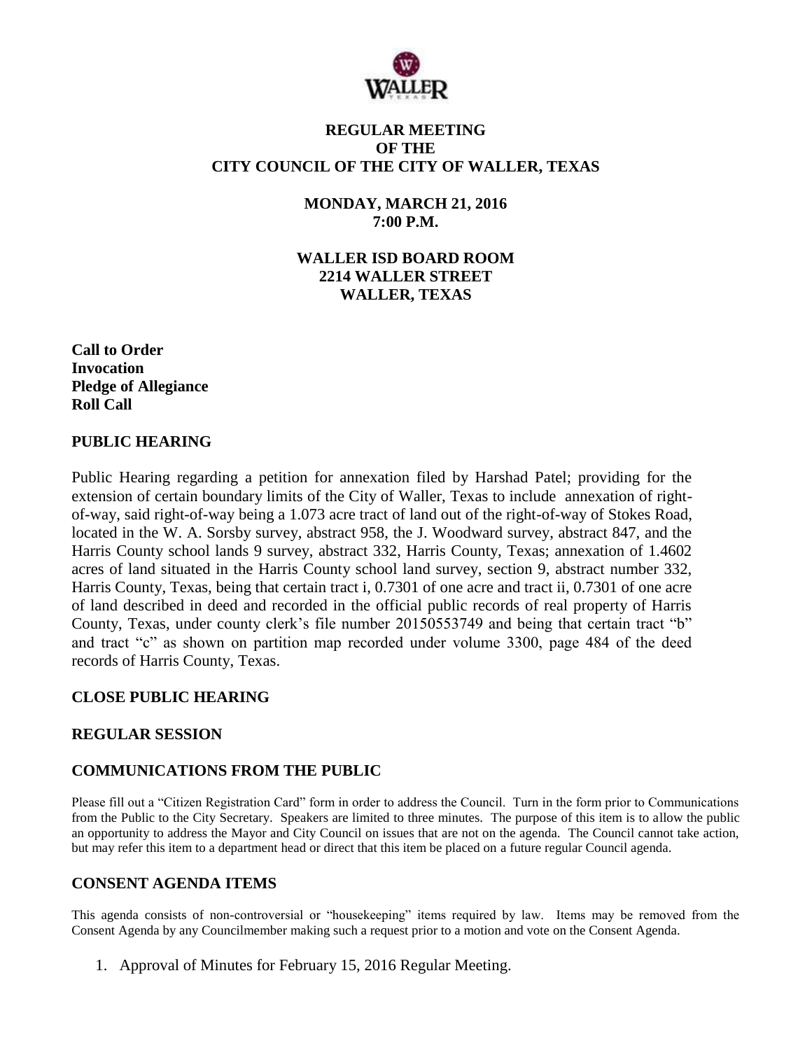# REGULAR MEETING
# OF THE
# CITY COUNCIL OF THE CITY OF WALLER, TEXAS

**MONDAY, MARCH 21, 2016**
**7:00 P.M.**

**WALLER ISD BOARD ROOM**
**2214 WALLER STREET**
**WALLER, TEXAS**

**Call to Order**
**Invocation**
**Pledge of Allegiance**
**Roll Call**

## PUBLIC HEARING

Public Hearing regarding a petition for annexation filed by Harshad Patel; providing for the extension of certain boundary limits of the City of Waller, Texas to include annexation of right-of-way, said right-of-way being a 1.073 acre tract of land out of the right-of-way of Stokes Road, located in the W. A. Sorsby survey, abstract 958, the J. Woodward survey, abstract 847, and the Harris County school lands 9 survey, abstract 332, Harris County, Texas; annexation of 1.4602 acres of land situated in the Harris County school land survey, section 9, abstract number 332, Harris County, Texas, being that certain tract i, 0.7301 of one acre and tract ii, 0.7301 of one acre of land described in deed and recorded in the official public records of real property of Harris County, Texas, under county clerk's file number 20150553749 and being that certain tract "b" and tract "c" as shown on partition map recorded under volume 3300, page 484 of the deed records of Harris County, Texas.

## CLOSE PUBLIC HEARING

## REGULAR SESSION

## COMMUNICATIONS FROM THE PUBLIC

Please fill out a "Citizen Registration Card" form in order to address the Council. Turn in the form prior to Communications from the Public to the City Secretary. Speakers are limited to three minutes. The purpose of this item is to allow the public an opportunity to address the Mayor and City Council on issues that are not on the agenda. The Council cannot take action, but may refer this item to a department head or direct that this item be placed on a future regular Council agenda.

## CONSENT AGENDA ITEMS

This agenda consists of non-controversial or "housekeeping" items required by law. Items may be removed from the Consent Agenda by any Councilmember making such a request prior to a motion and vote on the Consent Agenda.

1. Approval of Minutes for February 15, 2016 Regular Meeting.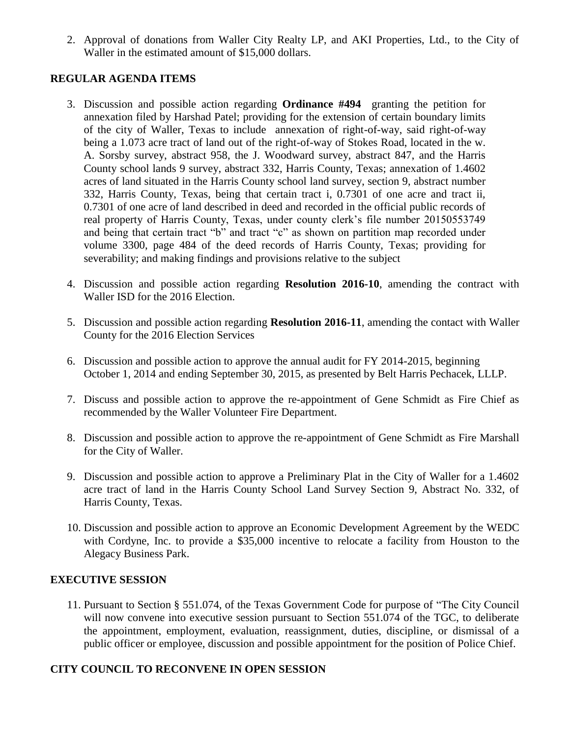2. Approval of donations from Waller City Realty LP, and AKI Properties, Ltd., to the City of Waller in the estimated amount of $15,000 dollars.

## REGULAR AGENDA ITEMS

3. Discussion and possible action regarding **Ordinance #494** granting the petition for annexation filed by Harshad Patel; providing for the extension of certain boundary limits of the city of Waller, Texas to include annexation of right-of-way, said right-of-way being a 1.073 acre tract of land out of the right-of-way of Stokes Road, located in the w. A. Sorsby survey, abstract 958, the J. Woodward survey, abstract 847, and the Harris County school lands 9 survey, abstract 332, Harris County, Texas; annexation of 1.4602 acres of land situated in the Harris County school land survey, section 9, abstract number 332, Harris County, Texas, being that certain tract i, 0.7301 of one acre and tract ii, 0.7301 of one acre of land described in deed and recorded in the official public records of real property of Harris County, Texas, under county clerk's file number 20150553749 and being that certain tract "b" and tract "c" as shown on partition map recorded under volume 3300, page 484 of the deed records of Harris County, Texas; providing for severability; and making findings and provisions relative to the subject

4. Discussion and possible action regarding **Resolution 2016-10**, amending the contract with Waller ISD for the 2016 Election.

5. Discussion and possible action regarding **Resolution 2016-11**, amending the contact with Waller County for the 2016 Election Services

6. Discussion and possible action to approve the annual audit for FY 2014-2015, beginning October 1, 2014 and ending September 30, 2015, as presented by Belt Harris Pechacek, LLLP.

7. Discuss and possible action to approve the re-appointment of Gene Schmidt as Fire Chief as recommended by the Waller Volunteer Fire Department.

8. Discussion and possible action to approve the re-appointment of Gene Schmidt as Fire Marshall for the City of Waller.

9. Discussion and possible action to approve a Preliminary Plat in the City of Waller for a 1.4602 acre tract of land in the Harris County School Land Survey Section 9, Abstract No. 332, of Harris County, Texas.

10. Discussion and possible action to approve an Economic Development Agreement by the WEDC with Cordyne, Inc. to provide a $35,000 incentive to relocate a facility from Houston to the Alegacy Business Park.

## EXECUTIVE SESSION

11. Pursuant to Section § 551.074, of the Texas Government Code for purpose of "The City Council will now convene into executive session pursuant to Section 551.074 of the TGC, to deliberate the appointment, employment, evaluation, reassignment, duties, discipline, or dismissal of a public officer or employee, discussion and possible appointment for the position of Police Chief.

## CITY COUNCIL TO RECONVENE IN OPEN SESSION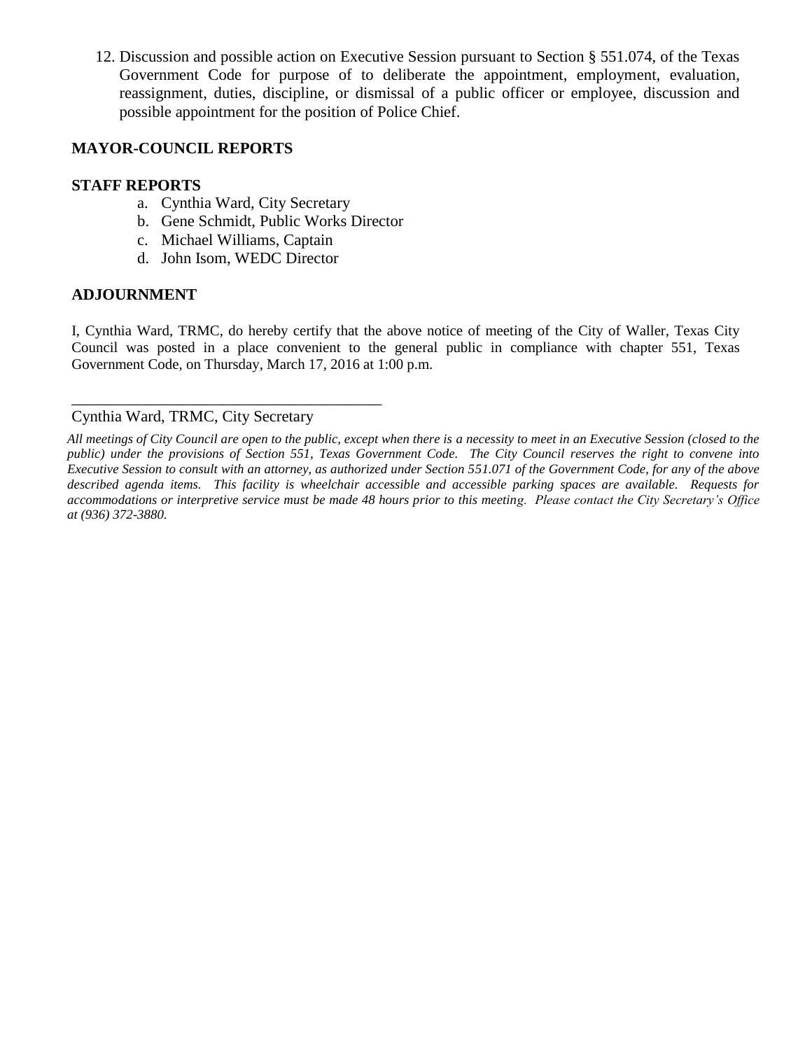12. Discussion and possible action on Executive Session pursuant to Section § 551.074, of the Texas Government Code for purpose of to deliberate the appointment, employment, evaluation, reassignment, duties, discipline, or dismissal of a public officer or employee, discussion and possible appointment for the position of Police Chief.

**MAYOR-COUNCIL REPORTS**

**STAFF REPORTS**

a. Cynthia Ward, City Secretary
b. Gene Schmidt, Public Works Director
c. Michael Williams, Captain
d. John Isom, WEDC Director

**ADJOURNMENT**

I, Cynthia Ward, TRMC, do hereby certify that the above notice of meeting of the City of Waller, Texas City Council was posted in a place convenient to the general public in compliance with chapter 551, Texas Government Code, on Thursday, March 17, 2016 at 1:00 p.m.

\_\_\_\_\_\_\_\_\_\_\_\_\_\_\_\_\_\_\_\_\_\_\_\_\_\_\_\_\_\_\_\_\_\_\_\_\_\_\_\_\_\_

Cynthia Ward, TRMC, City Secretary

*All meetings of City Council are open to the public, except when there is a necessity to meet in an Executive Session (closed to the public) under the provisions of Section 551, Texas Government Code. The City Council reserves the right to convene into Executive Session to consult with an attorney, as authorized under Section 551.071 of the Government Code, for any of the above described agenda items. This facility is wheelchair accessible and accessible parking spaces are available. Requests for accommodations or interpretive service must be made 48 hours prior to this meeting. Please contact the City Secretary's Office at (936) 372-3880.*